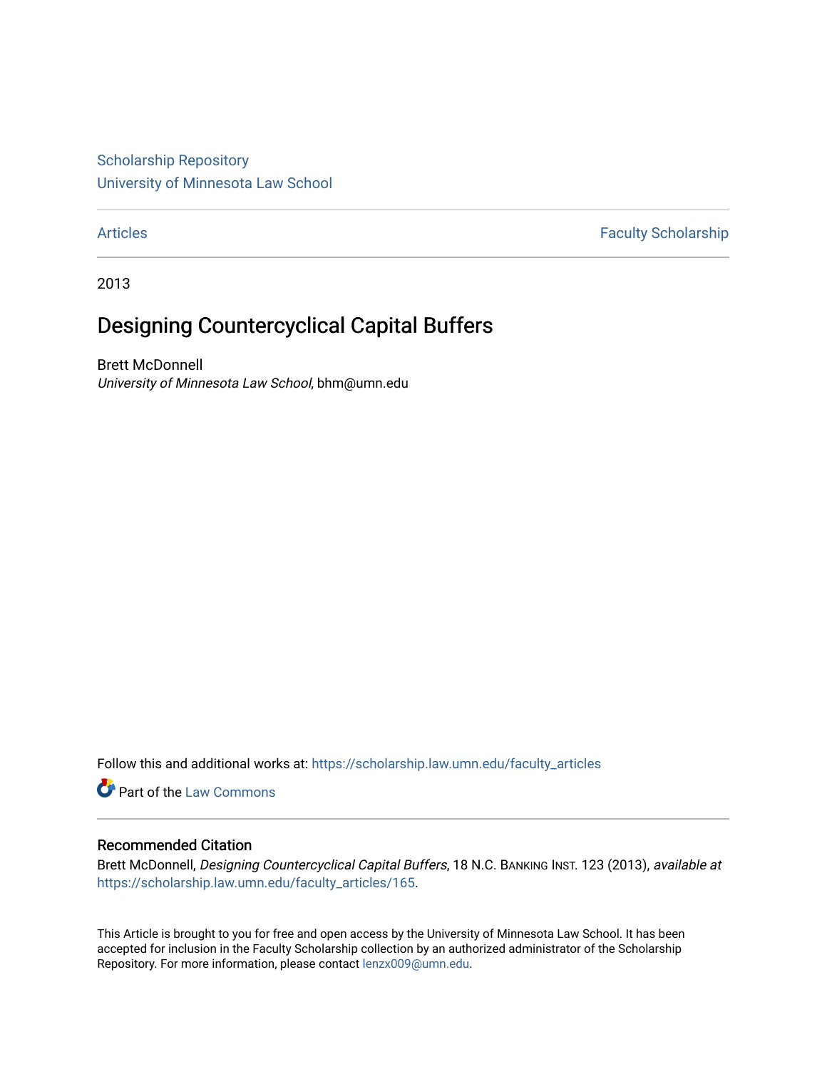Scholarship Repository
University of Minnesota Law School

Articles | Faculty Scholarship

2013

# Designing Countercyclical Capital Buffers

Brett McDonnell
*University of Minnesota Law School*, bhm@umn.edu

Follow this and additional works at: https://scholarship.law.umn.edu/faculty_articles

Part of the Law Commons

## Recommended Citation

Brett McDonnell, *Designing Countercyclical Capital Buffers*, 18 N.C. BANKING INST. 123 (2013), *available at* https://scholarship.law.umn.edu/faculty_articles/165.

This Article is brought to you for free and open access by the University of Minnesota Law School. It has been accepted for inclusion in the Faculty Scholarship collection by an authorized administrator of the Scholarship Repository. For more information, please contact lenzx009@umn.edu.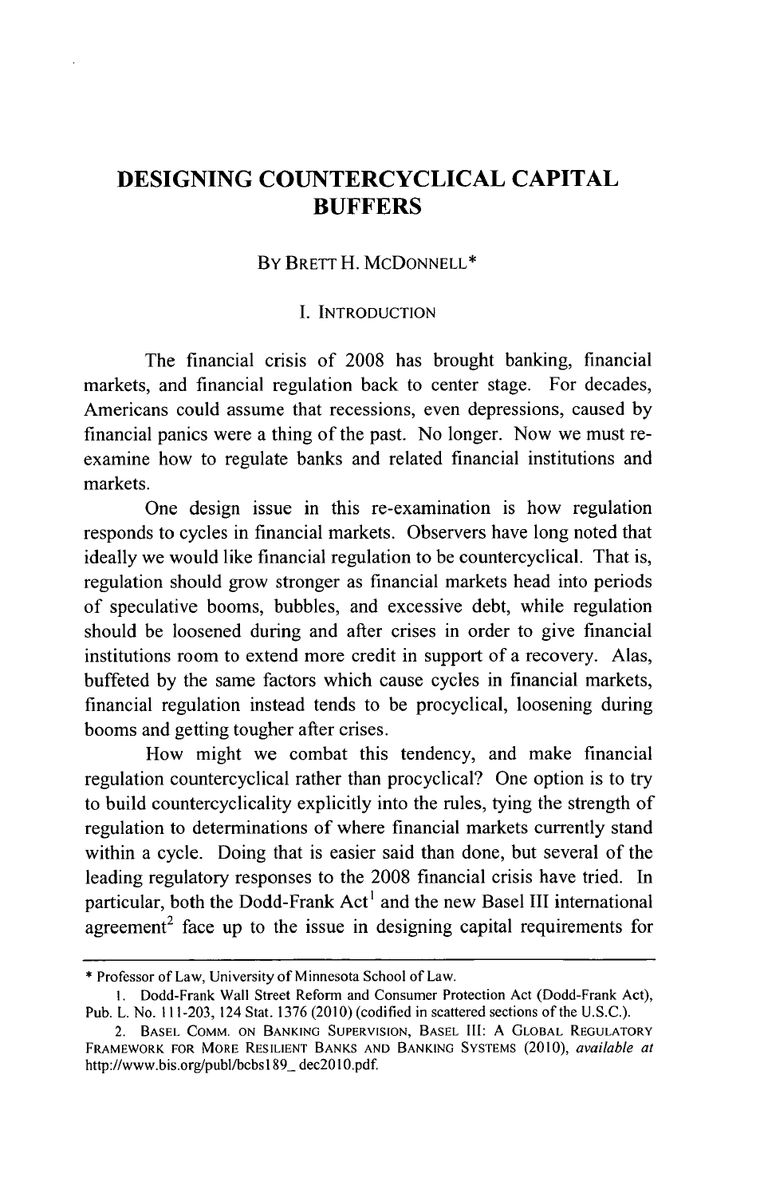# DESIGNING COUNTERCYCLICAL CAPITAL BUFFERS

By Brett H. McDonnell*

## I. Introduction

The financial crisis of 2008 has brought banking, financial markets, and financial regulation back to center stage. For decades, Americans could assume that recessions, even depressions, caused by financial panics were a thing of the past. No longer. Now we must re-examine how to regulate banks and related financial institutions and markets.

One design issue in this re-examination is how regulation responds to cycles in financial markets. Observers have long noted that ideally we would like financial regulation to be countercyclical. That is, regulation should grow stronger as financial markets head into periods of speculative booms, bubbles, and excessive debt, while regulation should be loosened during and after crises in order to give financial institutions room to extend more credit in support of a recovery. Alas, buffeted by the same factors which cause cycles in financial markets, financial regulation instead tends to be procyclical, loosening during booms and getting tougher after crises.

How might we combat this tendency, and make financial regulation countercyclical rather than procyclical? One option is to try to build countercyclicality explicitly into the rules, tying the strength of regulation to determinations of where financial markets currently stand within a cycle. Doing that is easier said than done, but several of the leading regulatory responses to the 2008 financial crisis have tried. In particular, both the Dodd-Frank Act[1] and the new Basel III international agreement[2] face up to the issue in designing capital requirements for

---

\* Professor of Law, University of Minnesota School of Law.

1. Dodd-Frank Wall Street Reform and Consumer Protection Act (Dodd-Frank Act), Pub. L. No. 111-203, 124 Stat. 1376 (2010) (codified in scattered sections of the U.S.C.).

2. Basel Comm. on Banking Supervision, Basel III: A Global Regulatory Framework for More Resilient Banks and Banking Systems (2010), *available at* http://www.bis.org/publ/bcbs189_dec2010.pdf.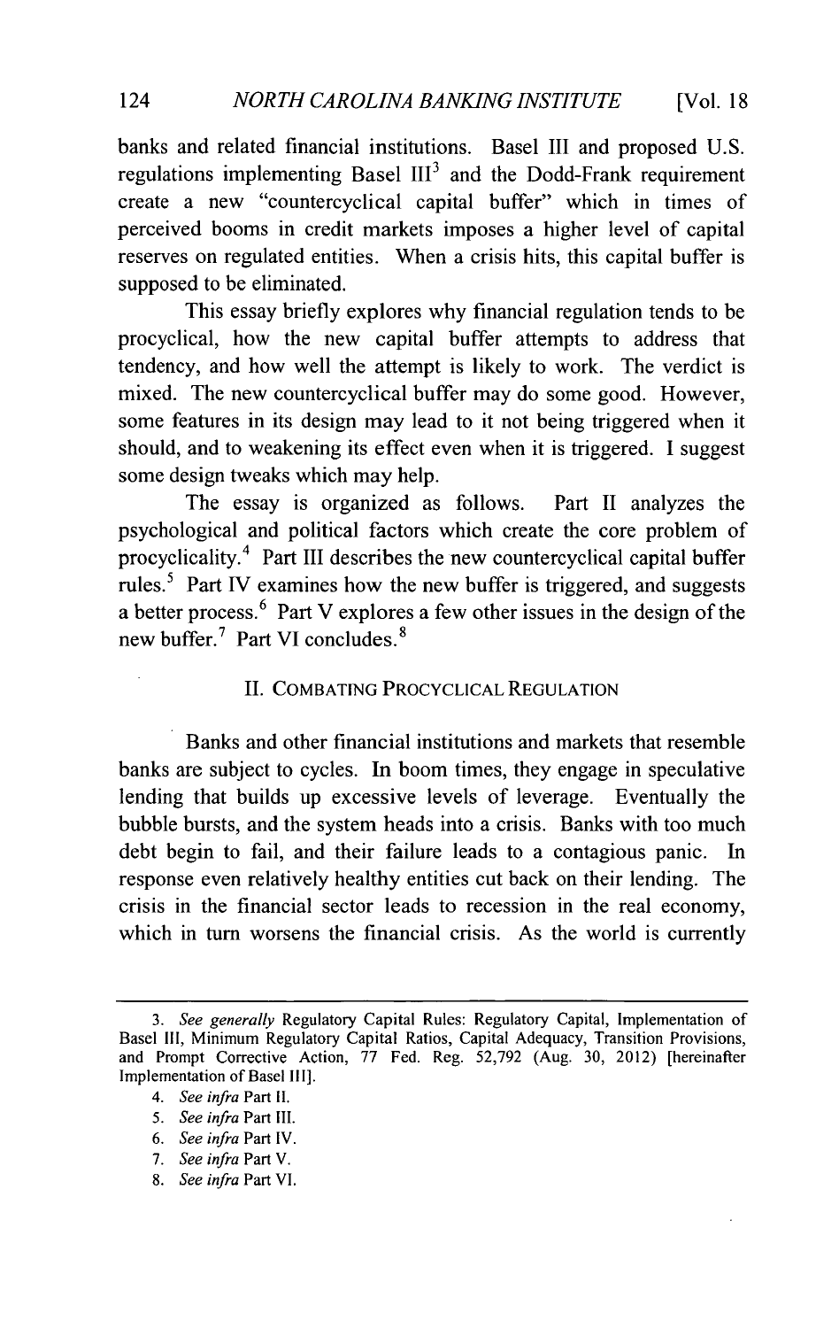banks and related financial institutions. Basel III and proposed U.S. regulations implementing Basel III[3] and the Dodd-Frank requirement create a new "countercyclical capital buffer" which in times of perceived booms in credit markets imposes a higher level of capital reserves on regulated entities. When a crisis hits, this capital buffer is supposed to be eliminated.

This essay briefly explores why financial regulation tends to be procyclical, how the new capital buffer attempts to address that tendency, and how well the attempt is likely to work. The verdict is mixed. The new countercyclical buffer may do some good. However, some features in its design may lead to it not being triggered when it should, and to weakening its effect even when it is triggered. I suggest some design tweaks which may help.

The essay is organized as follows. Part II analyzes the psychological and political factors which create the core problem of procyclicality.[4] Part III describes the new countercyclical capital buffer rules.[5] Part IV examines how the new buffer is triggered, and suggests a better process.[6] Part V explores a few other issues in the design of the new buffer.[7] Part VI concludes.[8]

## II. COMBATING PROCYCLICAL REGULATION

Banks and other financial institutions and markets that resemble banks are subject to cycles. In boom times, they engage in speculative lending that builds up excessive levels of leverage. Eventually the bubble bursts, and the system heads into a crisis. Banks with too much debt begin to fail, and their failure leads to a contagious panic. In response even relatively healthy entities cut back on their lending. The crisis in the financial sector leads to recession in the real economy, which in turn worsens the financial crisis. As the world is currently

---

3. *See generally* Regulatory Capital Rules: Regulatory Capital, Implementation of Basel III, Minimum Regulatory Capital Ratios, Capital Adequacy, Transition Provisions, and Prompt Corrective Action, 77 Fed. Reg. 52,792 (Aug. 30, 2012) [hereinafter Implementation of Basel III].

4. *See infra* Part II.

5. *See infra* Part III.

6. *See infra* Part IV.

7. *See infra* Part V.

8. *See infra* Part VI.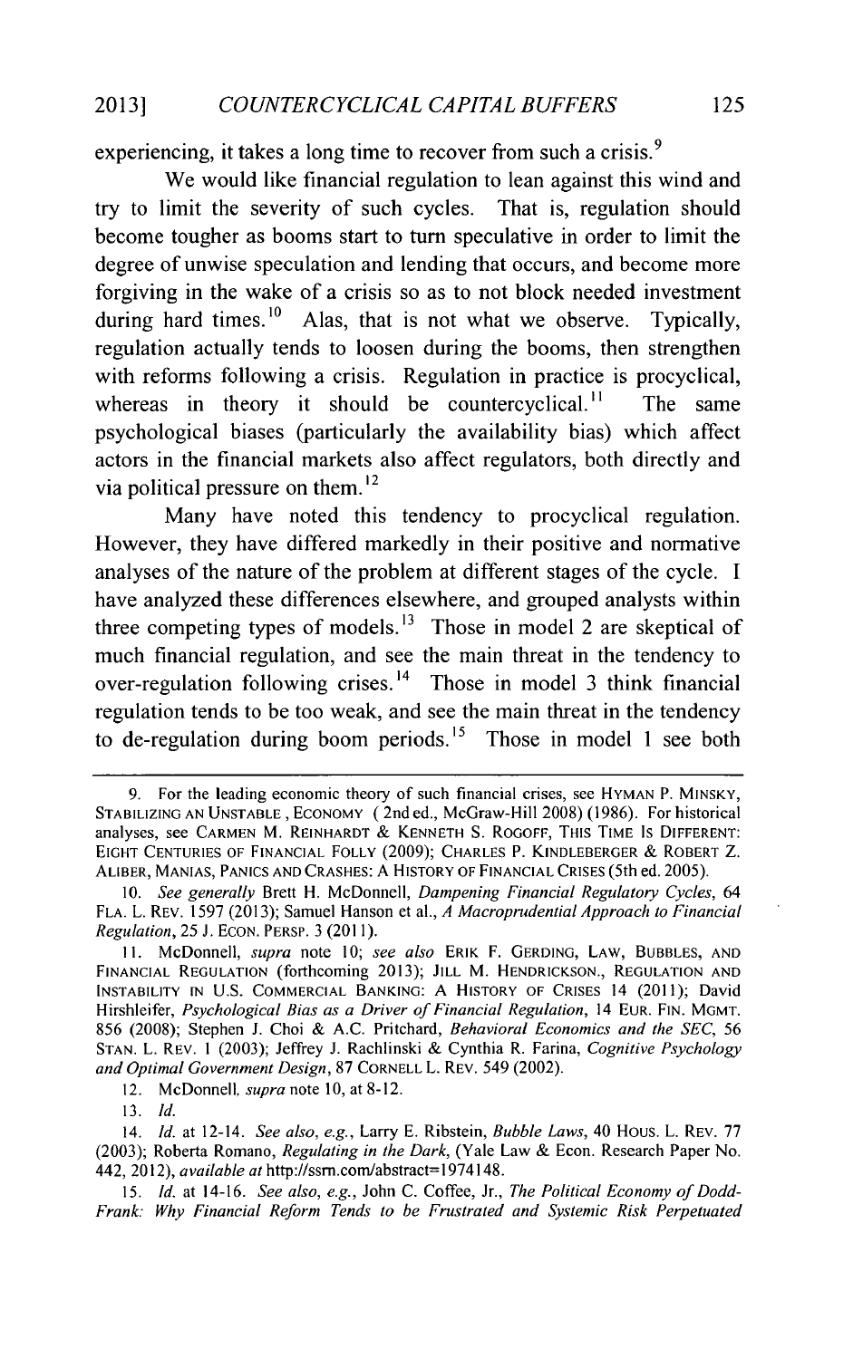experiencing, it takes a long time to recover from such a crisis.[9]

We would like financial regulation to lean against this wind and try to limit the severity of such cycles. That is, regulation should become tougher as booms start to turn speculative in order to limit the degree of unwise speculation and lending that occurs, and become more forgiving in the wake of a crisis so as to not block needed investment during hard times.[10] Alas, that is not what we observe. Typically, regulation actually tends to loosen during the booms, then strengthen with reforms following a crisis. Regulation in practice is procyclical, whereas in theory it should be countercyclical.[11] The same psychological biases (particularly the availability bias) which affect actors in the financial markets also affect regulators, both directly and via political pressure on them.[12]

Many have noted this tendency to procyclical regulation. However, they have differed markedly in their positive and normative analyses of the nature of the problem at different stages of the cycle. I have analyzed these differences elsewhere, and grouped analysts within three competing types of models.[13] Those in model 2 are skeptical of much financial regulation, and see the main threat in the tendency to over-regulation following crises.[14] Those in model 3 think financial regulation tends to be too weak, and see the main threat in the tendency to de-regulation during boom periods.[15] Those in model 1 see both

---

9. For the leading economic theory of such financial crises, see HYMAN P. MINSKY, STABILIZING AN UNSTABLE , ECONOMY ( 2nd ed., McGraw-Hill 2008) (1986). For historical analyses, see CARMEN M. REINHARDT & KENNETH S. ROGOFF, THIS TIME IS DIFFERENT: EIGHT CENTURIES OF FINANCIAL FOLLY (2009); CHARLES P. KINDLEBERGER & ROBERT Z. ALIBER, MANIAS, PANICS AND CRASHES: A HISTORY OF FINANCIAL CRISES (5th ed. 2005).

10. *See generally* Brett H. McDonnell, *Dampening Financial Regulatory Cycles*, 64 FLA. L. REV. 1597 (2013); Samuel Hanson et al., *A Macroprudential Approach to Financial Regulation*, 25 J. ECON. PERSP. 3 (2011).

11. McDonnell, *supra* note 10; *see also* ERIK F. GERDING, LAW, BUBBLES, AND FINANCIAL REGULATION (forthcoming 2013); JILL M. HENDRICKSON., REGULATION AND INSTABILITY IN U.S. COMMERCIAL BANKING: A HISTORY OF CRISES 14 (2011); David Hirshleifer, *Psychological Bias as a Driver of Financial Regulation*, 14 EUR. FIN. MGMT. 856 (2008); Stephen J. Choi & A.C. Pritchard, *Behavioral Economics and the SEC*, 56 STAN. L. REV. 1 (2003); Jeffrey J. Rachlinski & Cynthia R. Farina, *Cognitive Psychology and Optimal Government Design*, 87 CORNELL L. REV. 549 (2002).

12. McDonnell, *supra* note 10, at 8-12.

13. *Id.*

14. *Id.* at 12-14. *See also, e.g.*, Larry E. Ribstein, *Bubble Laws*, 40 HOUS. L. REV. 77 (2003); Roberta Romano, *Regulating in the Dark*, (Yale Law & Econ. Research Paper No. 442, 2012), *available at* http://ssrn.com/abstract=1974148.

15. *Id.* at 14-16. *See also, e.g.*, John C. Coffee, Jr., *The Political Economy of Dodd-Frank: Why Financial Reform Tends to be Frustrated and Systemic Risk Perpetuated*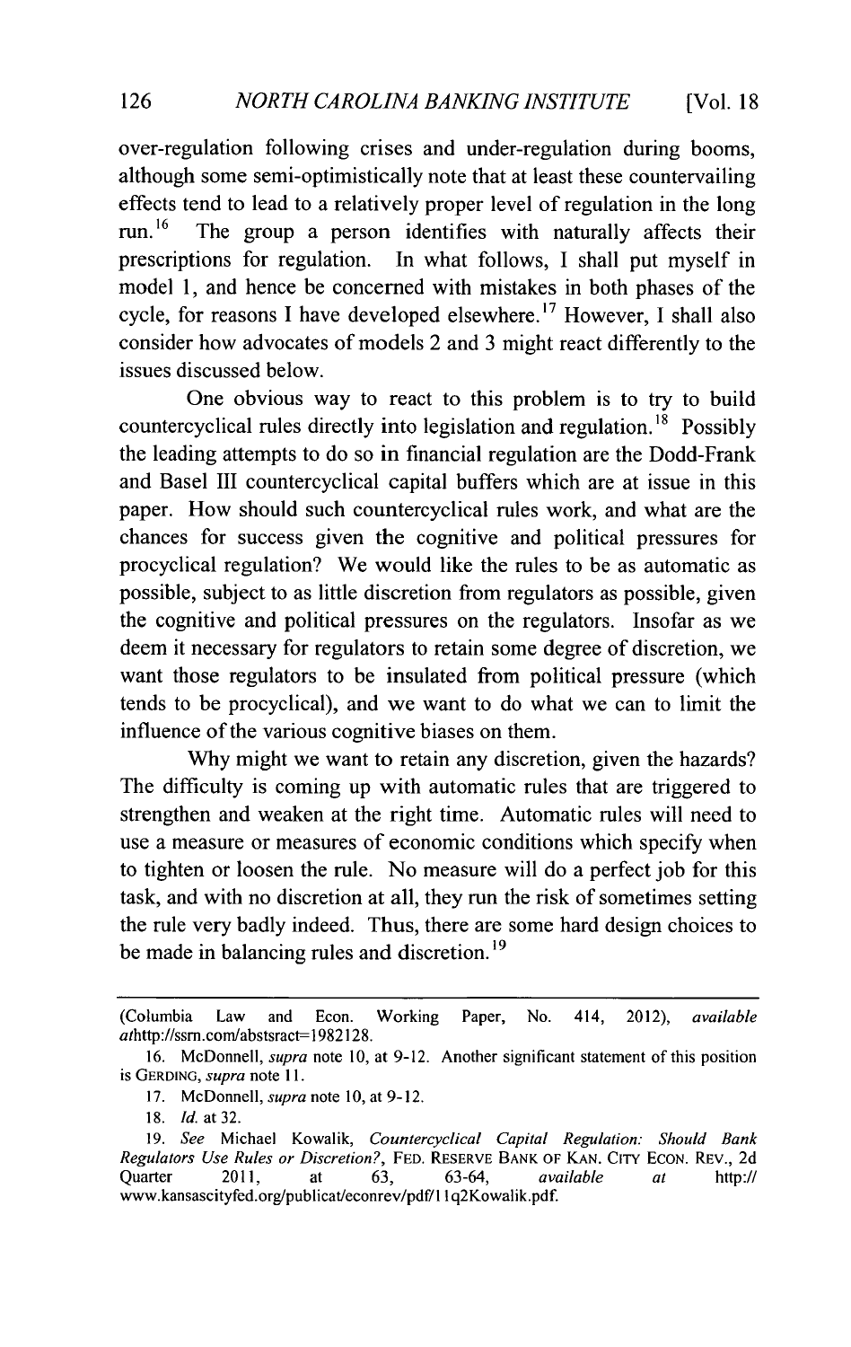over-regulation following crises and under-regulation during booms, although some semi-optimistically note that at least these countervailing effects tend to lead to a relatively proper level of regulation in the long run.[16] The group a person identifies with naturally affects their prescriptions for regulation. In what follows, I shall put myself in model 1, and hence be concerned with mistakes in both phases of the cycle, for reasons I have developed elsewhere.[17] However, I shall also consider how advocates of models 2 and 3 might react differently to the issues discussed below.

One obvious way to react to this problem is to try to build countercyclical rules directly into legislation and regulation.[18] Possibly the leading attempts to do so in financial regulation are the Dodd-Frank and Basel III countercyclical capital buffers which are at issue in this paper. How should such countercyclical rules work, and what are the chances for success given the cognitive and political pressures for procyclical regulation? We would like the rules to be as automatic as possible, subject to as little discretion from regulators as possible, given the cognitive and political pressures on the regulators. Insofar as we deem it necessary for regulators to retain some degree of discretion, we want those regulators to be insulated from political pressure (which tends to be procyclical), and we want to do what we can to limit the influence of the various cognitive biases on them.

Why might we want to retain any discretion, given the hazards? The difficulty is coming up with automatic rules that are triggered to strengthen and weaken at the right time. Automatic rules will need to use a measure or measures of economic conditions which specify when to tighten or loosen the rule. No measure will do a perfect job for this task, and with no discretion at all, they run the risk of sometimes setting the rule very badly indeed. Thus, there are some hard design choices to be made in balancing rules and discretion.[19]

---

(Columbia Law and Econ. Working Paper, No. 414, 2012), *available at*http://ssrn.com/abstsract=1982128.

16. McDonnell, *supra* note 10, at 9-12. Another significant statement of this position is GERDING, *supra* note 11.

17. McDonnell, *supra* note 10, at 9-12.

18. *Id.* at 32.

19. *See* Michael Kowalik, *Countercyclical Capital Regulation: Should Bank Regulators Use Rules or Discretion?*, FED. RESERVE BANK OF KAN. CITY ECON. REV., 2d Quarter 2011, at 63, 63-64, *available at* http://www.kansascityfed.org/publicat/econrev/pdf/11q2Kowalik.pdf.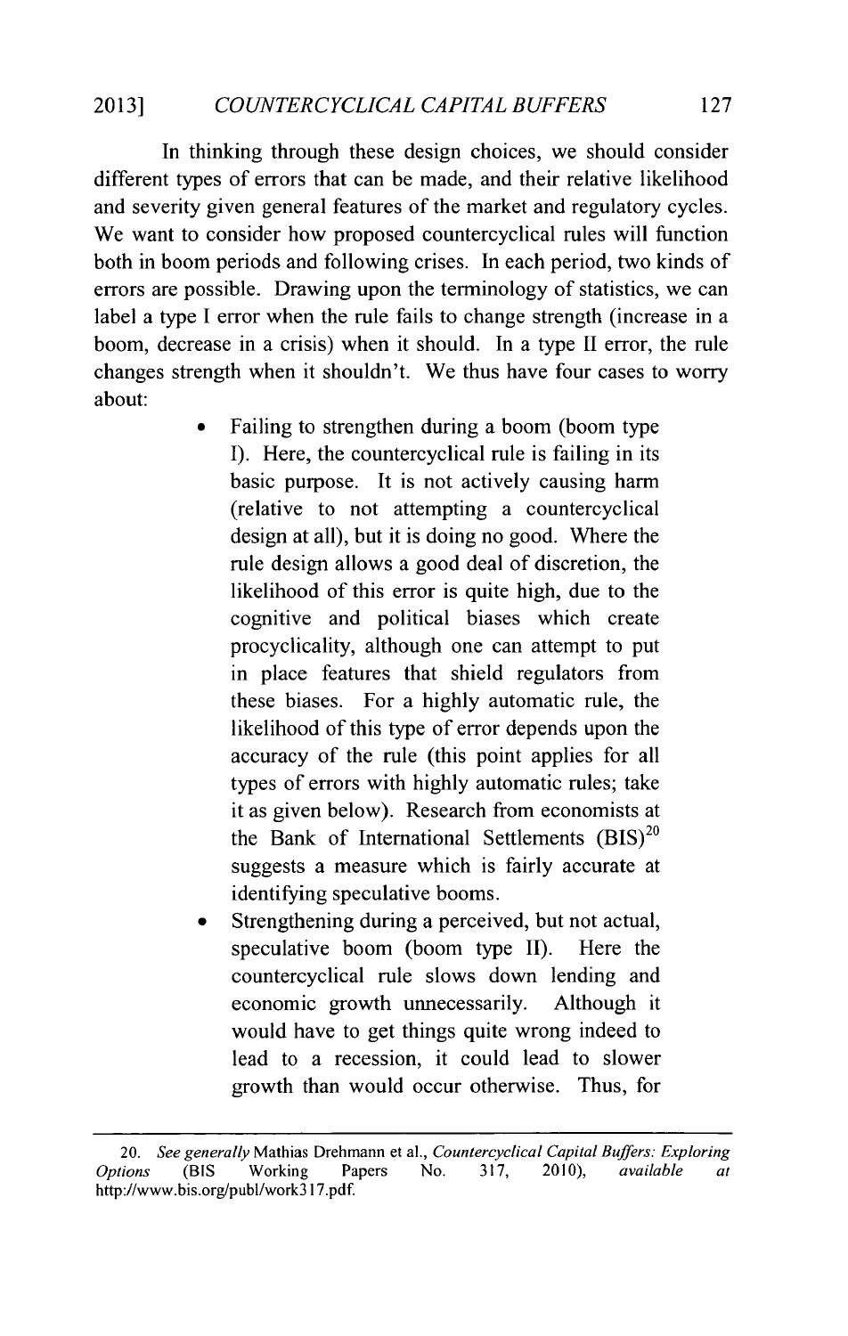In thinking through these design choices, we should consider different types of errors that can be made, and their relative likelihood and severity given general features of the market and regulatory cycles. We want to consider how proposed countercyclical rules will function both in boom periods and following crises. In each period, two kinds of errors are possible. Drawing upon the terminology of statistics, we can label a type I error when the rule fails to change strength (increase in a boom, decrease in a crisis) when it should. In a type II error, the rule changes strength when it shouldn't. We thus have four cases to worry about:

- Failing to strengthen during a boom (boom type I). Here, the countercyclical rule is failing in its basic purpose. It is not actively causing harm (relative to not attempting a countercyclical design at all), but it is doing no good. Where the rule design allows a good deal of discretion, the likelihood of this error is quite high, due to the cognitive and political biases which create procyclicality, although one can attempt to put in place features that shield regulators from these biases. For a highly automatic rule, the likelihood of this type of error depends upon the accuracy of the rule (this point applies for all types of errors with highly automatic rules; take it as given below). Research from economists at the Bank of International Settlements (BIS)[20] suggests a measure which is fairly accurate at identifying speculative booms.
- Strengthening during a perceived, but not actual, speculative boom (boom type II). Here the countercyclical rule slows down lending and economic growth unnecessarily. Although it would have to get things quite wrong indeed to lead to a recession, it could lead to slower growth than would occur otherwise. Thus, for

---

20. *See generally* Mathias Drehmann et al., *Countercyclical Capital Buffers: Exploring Options* (BIS Working Papers No. 317, 2010), *available at* http://www.bis.org/publ/work317.pdf.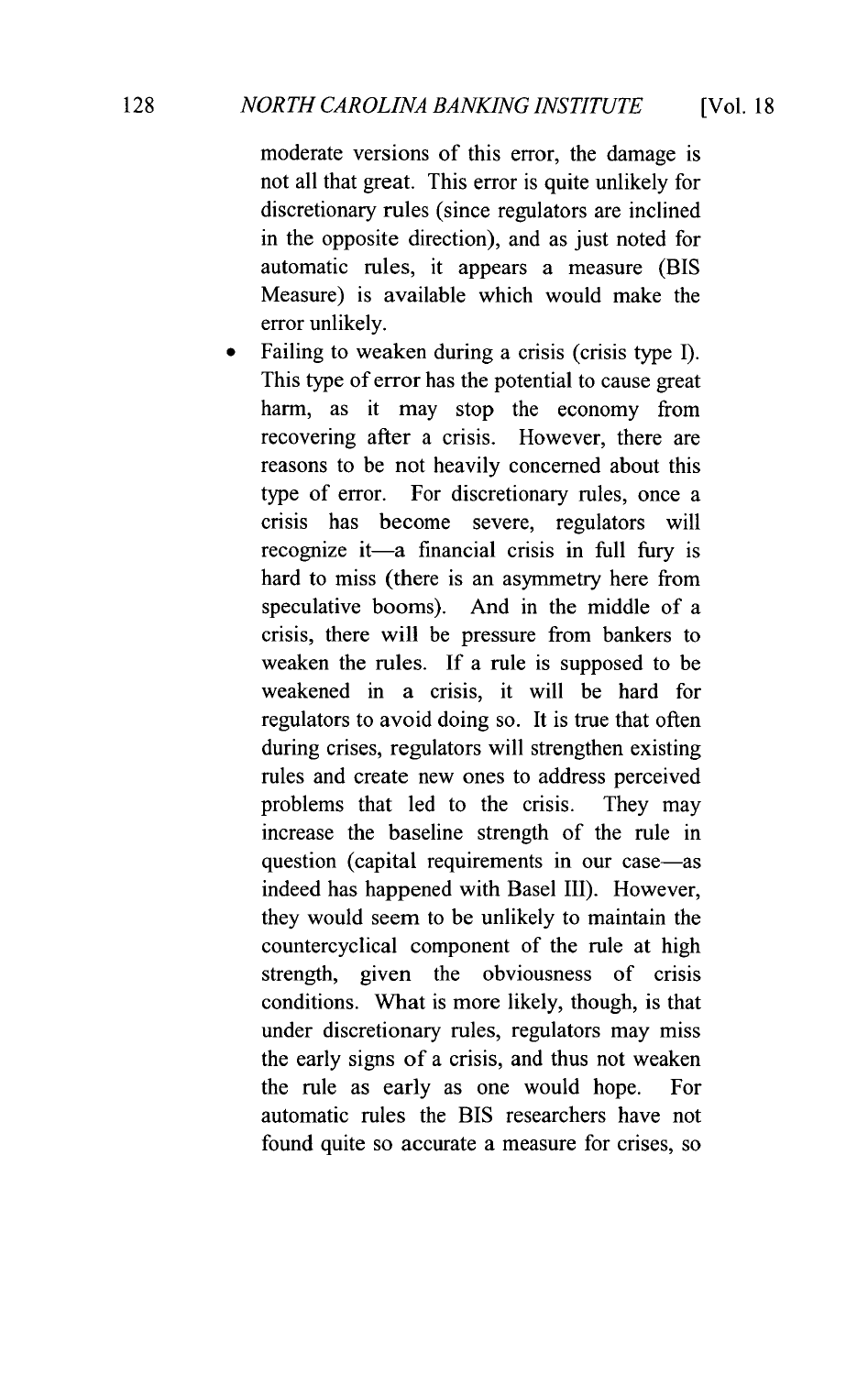moderate versions of this error, the damage is not all that great. This error is quite unlikely for discretionary rules (since regulators are inclined in the opposite direction), and as just noted for automatic rules, it appears a measure (BIS Measure) is available which would make the error unlikely.

- Failing to weaken during a crisis (crisis type I). This type of error has the potential to cause great harm, as it may stop the economy from recovering after a crisis. However, there are reasons to be not heavily concerned about this type of error. For discretionary rules, once a crisis has become severe, regulators will recognize it—a financial crisis in full fury is hard to miss (there is an asymmetry here from speculative booms). And in the middle of a crisis, there will be pressure from bankers to weaken the rules. If a rule is supposed to be weakened in a crisis, it will be hard for regulators to avoid doing so. It is true that often during crises, regulators will strengthen existing rules and create new ones to address perceived problems that led to the crisis. They may increase the baseline strength of the rule in question (capital requirements in our case—as indeed has happened with Basel III). However, they would seem to be unlikely to maintain the countercyclical component of the rule at high strength, given the obviousness of crisis conditions. What is more likely, though, is that under discretionary rules, regulators may miss the early signs of a crisis, and thus not weaken the rule as early as one would hope. For automatic rules the BIS researchers have not found quite so accurate a measure for crises, so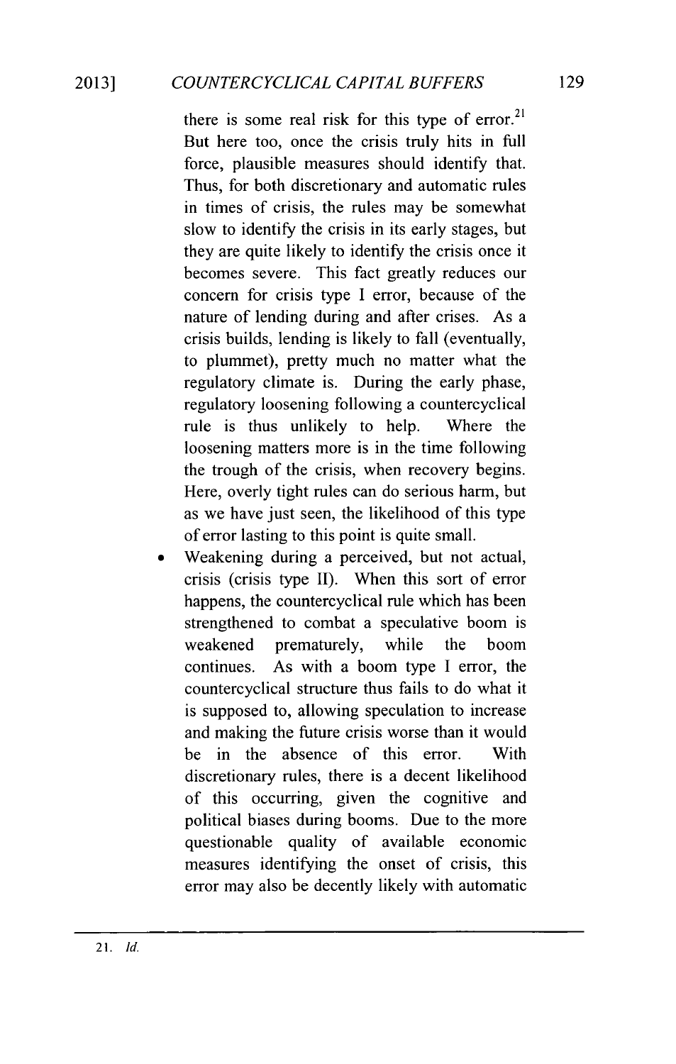there is some real risk for this type of error.[21] But here too, once the crisis truly hits in full force, plausible measures should identify that. Thus, for both discretionary and automatic rules in times of crisis, the rules may be somewhat slow to identify the crisis in its early stages, but they are quite likely to identify the crisis once it becomes severe. This fact greatly reduces our concern for crisis type I error, because of the nature of lending during and after crises. As a crisis builds, lending is likely to fall (eventually, to plummet), pretty much no matter what the regulatory climate is. During the early phase, regulatory loosening following a countercyclical rule is thus unlikely to help. Where the loosening matters more is in the time following the trough of the crisis, when recovery begins. Here, overly tight rules can do serious harm, but as we have just seen, the likelihood of this type of error lasting to this point is quite small.

- Weakening during a perceived, but not actual, crisis (crisis type II). When this sort of error happens, the countercyclical rule which has been strengthened to combat a speculative boom is weakened prematurely, while the boom continues. As with a boom type I error, the countercyclical structure thus fails to do what it is supposed to, allowing speculation to increase and making the future crisis worse than it would be in the absence of this error. With discretionary rules, there is a decent likelihood of this occurring, given the cognitive and political biases during booms. Due to the more questionable quality of available economic measures identifying the onset of crisis, this error may also be decently likely with automatic

21. *Id.*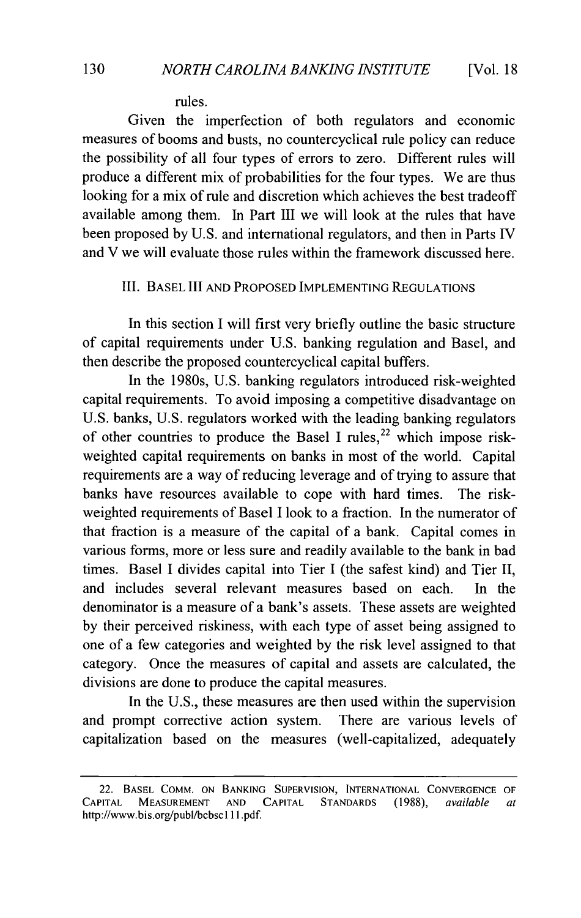rules.

Given the imperfection of both regulators and economic measures of booms and busts, no countercyclical rule policy can reduce the possibility of all four types of errors to zero. Different rules will produce a different mix of probabilities for the four types. We are thus looking for a mix of rule and discretion which achieves the best tradeoff available among them. In Part III we will look at the rules that have been proposed by U.S. and international regulators, and then in Parts IV and V we will evaluate those rules within the framework discussed here.

## III. BASEL III AND PROPOSED IMPLEMENTING REGULATIONS

In this section I will first very briefly outline the basic structure of capital requirements under U.S. banking regulation and Basel, and then describe the proposed countercyclical capital buffers.

In the 1980s, U.S. banking regulators introduced risk-weighted capital requirements. To avoid imposing a competitive disadvantage on U.S. banks, U.S. regulators worked with the leading banking regulators of other countries to produce the Basel I rules,[22] which impose risk-weighted capital requirements on banks in most of the world. Capital requirements are a way of reducing leverage and of trying to assure that banks have resources available to cope with hard times. The risk-weighted requirements of Basel I look to a fraction. In the numerator of that fraction is a measure of the capital of a bank. Capital comes in various forms, more or less sure and readily available to the bank in bad times. Basel I divides capital into Tier I (the safest kind) and Tier II, and includes several relevant measures based on each. In the denominator is a measure of a bank's assets. These assets are weighted by their perceived riskiness, with each type of asset being assigned to one of a few categories and weighted by the risk level assigned to that category. Once the measures of capital and assets are calculated, the divisions are done to produce the capital measures.

In the U.S., these measures are then used within the supervision and prompt corrective action system. There are various levels of capitalization based on the measures (well-capitalized, adequately

---

22. BASEL COMM. ON BANKING SUPERVISION, INTERNATIONAL CONVERGENCE OF CAPITAL MEASUREMENT AND CAPITAL STANDARDS (1988), *available at* http://www.bis.org/publ/bcbsc111.pdf.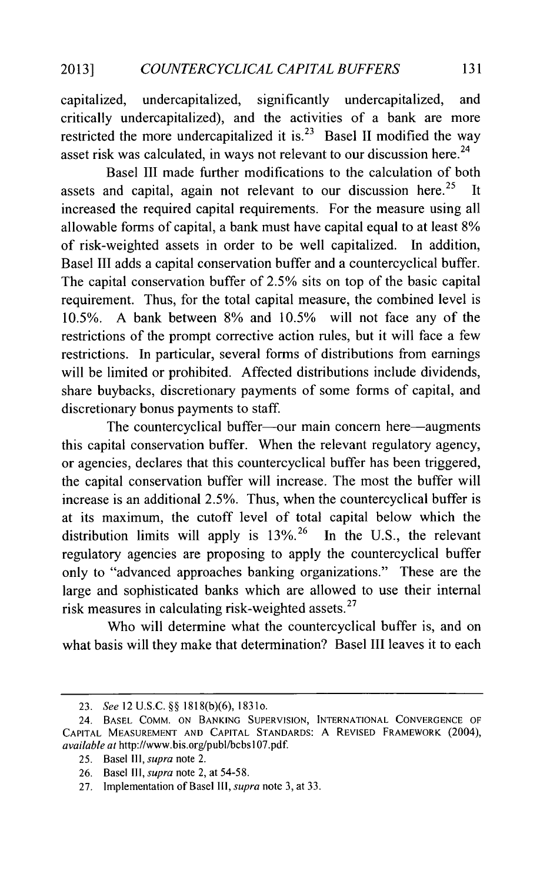capitalized, undercapitalized, significantly undercapitalized, and critically undercapitalized), and the activities of a bank are more restricted the more undercapitalized it is.[23] Basel II modified the way asset risk was calculated, in ways not relevant to our discussion here.[24]

Basel III made further modifications to the calculation of both assets and capital, again not relevant to our discussion here.[25] It increased the required capital requirements. For the measure using all allowable forms of capital, a bank must have capital equal to at least 8% of risk-weighted assets in order to be well capitalized. In addition, Basel III adds a capital conservation buffer and a countercyclical buffer. The capital conservation buffer of 2.5% sits on top of the basic capital requirement. Thus, for the total capital measure, the combined level is 10.5%. A bank between 8% and 10.5% will not face any of the restrictions of the prompt corrective action rules, but it will face a few restrictions. In particular, several forms of distributions from earnings will be limited or prohibited. Affected distributions include dividends, share buybacks, discretionary payments of some forms of capital, and discretionary bonus payments to staff.

The countercyclical buffer—our main concern here—augments this capital conservation buffer. When the relevant regulatory agency, or agencies, declares that this countercyclical buffer has been triggered, the capital conservation buffer will increase. The most the buffer will increase is an additional 2.5%. Thus, when the countercyclical buffer is at its maximum, the cutoff level of total capital below which the distribution limits will apply is 13%.[26] In the U.S., the relevant regulatory agencies are proposing to apply the countercyclical buffer only to "advanced approaches banking organizations." These are the large and sophisticated banks which are allowed to use their internal risk measures in calculating risk-weighted assets.[27]

Who will determine what the countercyclical buffer is, and on what basis will they make that determination? Basel III leaves it to each

---

23. *See* 12 U.S.C. §§ 1818(b)(6), 1831o.

24. BASEL COMM. ON BANKING SUPERVISION, INTERNATIONAL CONVERGENCE OF CAPITAL MEASUREMENT AND CAPITAL STANDARDS: A REVISED FRAMEWORK (2004), *available at* http://www.bis.org/publ/bcbs107.pdf.

25. Basel III, *supra* note 2.

26. Basel III, *supra* note 2, at 54-58.

27. Implementation of Basel III, *supra* note 3, at 33.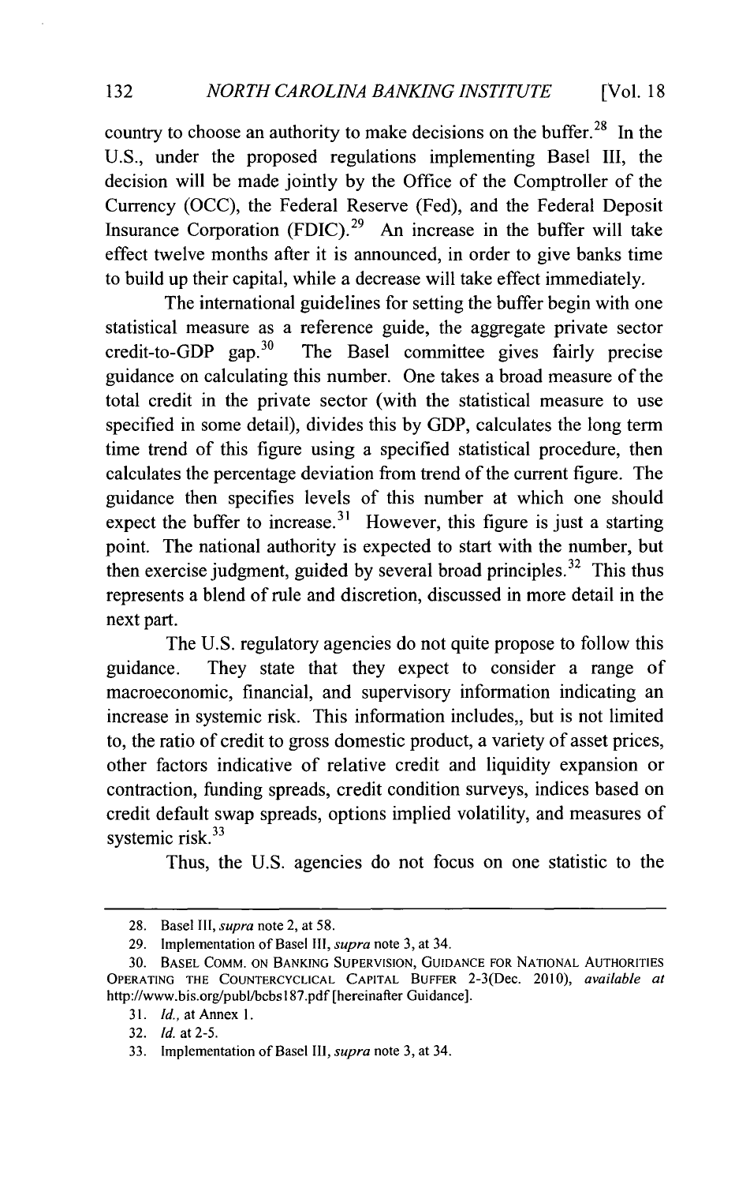country to choose an authority to make decisions on the buffer.[28] In the U.S., under the proposed regulations implementing Basel III, the decision will be made jointly by the Office of the Comptroller of the Currency (OCC), the Federal Reserve (Fed), and the Federal Deposit Insurance Corporation (FDIC).[29] An increase in the buffer will take effect twelve months after it is announced, in order to give banks time to build up their capital, while a decrease will take effect immediately.

The international guidelines for setting the buffer begin with one statistical measure as a reference guide, the aggregate private sector credit-to-GDP gap.[30] The Basel committee gives fairly precise guidance on calculating this number. One takes a broad measure of the total credit in the private sector (with the statistical measure to use specified in some detail), divides this by GDP, calculates the long term time trend of this figure using a specified statistical procedure, then calculates the percentage deviation from trend of the current figure. The guidance then specifies levels of this number at which one should expect the buffer to increase.[31] However, this figure is just a starting point. The national authority is expected to start with the number, but then exercise judgment, guided by several broad principles.[32] This thus represents a blend of rule and discretion, discussed in more detail in the next part.

The U.S. regulatory agencies do not quite propose to follow this guidance. They state that they expect to consider a range of macroeconomic, financial, and supervisory information indicating an increase in systemic risk. This information includes,, but is not limited to, the ratio of credit to gross domestic product, a variety of asset prices, other factors indicative of relative credit and liquidity expansion or contraction, funding spreads, credit condition surveys, indices based on credit default swap spreads, options implied volatility, and measures of systemic risk.[33]

Thus, the U.S. agencies do not focus on one statistic to the

---

28. Basel III, *supra* note 2, at 58.

29. Implementation of Basel III, *supra* note 3, at 34.

30. BASEL COMM. ON BANKING SUPERVISION, GUIDANCE FOR NATIONAL AUTHORITIES OPERATING THE COUNTERCYCLICAL CAPITAL BUFFER 2-3(Dec. 2010), *available at* http://www.bis.org/publ/bcbs187.pdf [hereinafter Guidance].

31. *Id.*, at Annex 1.

32. *Id.* at 2-5.

33. Implementation of Basel III, *supra* note 3, at 34.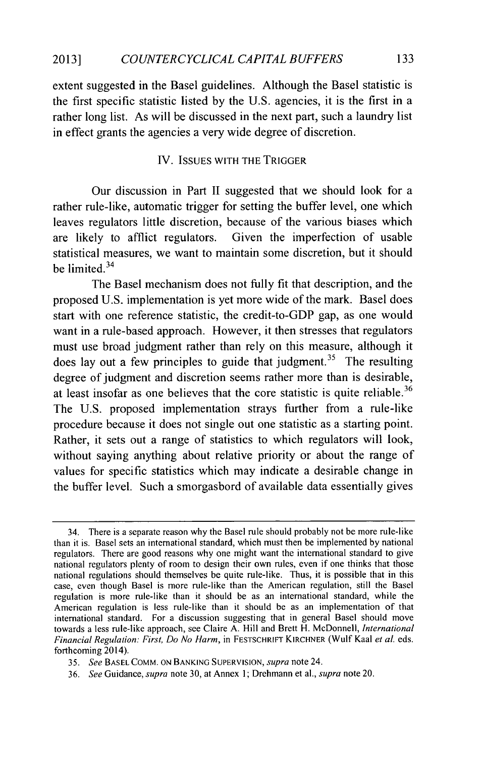extent suggested in the Basel guidelines. Although the Basel statistic is the first specific statistic listed by the U.S. agencies, it is the first in a rather long list. As will be discussed in the next part, such a laundry list in effect grants the agencies a very wide degree of discretion.

## IV. Issues with the Trigger

Our discussion in Part II suggested that we should look for a rather rule-like, automatic trigger for setting the buffer level, one which leaves regulators little discretion, because of the various biases which are likely to afflict regulators. Given the imperfection of usable statistical measures, we want to maintain some discretion, but it should be limited.[34]

The Basel mechanism does not fully fit that description, and the proposed U.S. implementation is yet more wide of the mark. Basel does start with one reference statistic, the credit-to-GDP gap, as one would want in a rule-based approach. However, it then stresses that regulators must use broad judgment rather than rely on this measure, although it does lay out a few principles to guide that judgment.[35] The resulting degree of judgment and discretion seems rather more than is desirable, at least insofar as one believes that the core statistic is quite reliable.[36] The U.S. proposed implementation strays further from a rule-like procedure because it does not single out one statistic as a starting point. Rather, it sets out a range of statistics to which regulators will look, without saying anything about relative priority or about the range of values for specific statistics which may indicate a desirable change in the buffer level. Such a smorgasbord of available data essentially gives

---

34. There is a separate reason why the Basel rule should probably not be more rule-like than it is. Basel sets an international standard, which must then be implemented by national regulators. There are good reasons why one might want the international standard to give national regulators plenty of room to design their own rules, even if one thinks that those national regulations should themselves be quite rule-like. Thus, it is possible that in this case, even though Basel is more rule-like than the American regulation, still the Basel regulation is more rule-like than it should be as an international standard, while the American regulation is less rule-like than it should be as an implementation of that international standard. For a discussion suggesting that in general Basel should move towards a less rule-like approach, see Claire A. Hill and Brett H. McDonnell, *International Financial Regulation: First, Do No Harm*, in FESTSCHRIFT KIRCHNER (Wulf Kaal *et al.* eds. forthcoming 2014).

35. *See* BASEL COMM. ON BANKING SUPERVISION, *supra* note 24.

36. *See* Guidance, *supra* note 30, at Annex 1; Drehmann et al., *supra* note 20.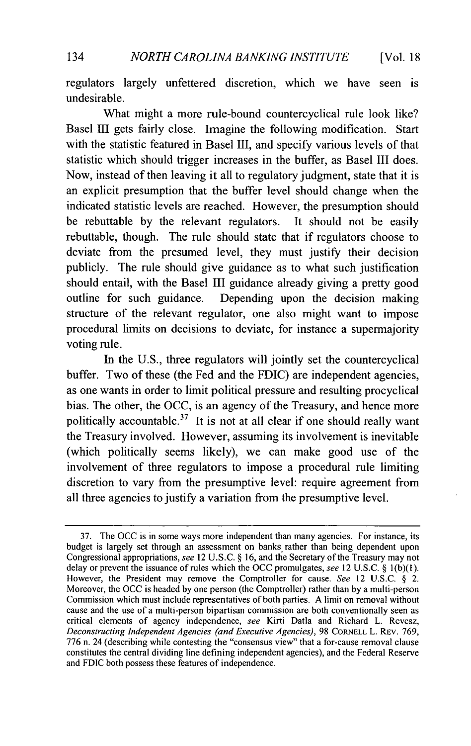regulators largely unfettered discretion, which we have seen is undesirable.

What might a more rule-bound countercyclical rule look like? Basel III gets fairly close. Imagine the following modification. Start with the statistic featured in Basel III, and specify various levels of that statistic which should trigger increases in the buffer, as Basel III does. Now, instead of then leaving it all to regulatory judgment, state that it is an explicit presumption that the buffer level should change when the indicated statistic levels are reached. However, the presumption should be rebuttable by the relevant regulators. It should not be easily rebuttable, though. The rule should state that if regulators choose to deviate from the presumed level, they must justify their decision publicly. The rule should give guidance as to what such justification should entail, with the Basel III guidance already giving a pretty good outline for such guidance. Depending upon the decision making structure of the relevant regulator, one also might want to impose procedural limits on decisions to deviate, for instance a supermajority voting rule.

In the U.S., three regulators will jointly set the countercyclical buffer. Two of these (the Fed and the FDIC) are independent agencies, as one wants in order to limit political pressure and resulting procyclical bias. The other, the OCC, is an agency of the Treasury, and hence more politically accountable.[37] It is not at all clear if one should really want the Treasury involved. However, assuming its involvement is inevitable (which politically seems likely), we can make good use of the involvement of three regulators to impose a procedural rule limiting discretion to vary from the presumptive level: require agreement from all three agencies to justify a variation from the presumptive level.

---

37. The OCC is in some ways more independent than many agencies. For instance, its budget is largely set through an assessment on banks rather than being dependent upon Congressional appropriations, *see* 12 U.S.C. § 16, and the Secretary of the Treasury may not delay or prevent the issuance of rules which the OCC promulgates, *see* 12 U.S.C. § 1(b)(1). However, the President may remove the Comptroller for cause. *See* 12 U.S.C. § 2. Moreover, the OCC is headed by one person (the Comptroller) rather than by a multi-person Commission which must include representatives of both parties. A limit on removal without cause and the use of a multi-person bipartisan commission are both conventionally seen as critical elements of agency independence, *see* Kirti Datla and Richard L. Revesz, *Deconstructing Independent Agencies (and Executive Agencies)*, 98 CORNELL L. REV. 769, 776 n. 24 (describing while contesting the "consensus view" that a for-cause removal clause constitutes the central dividing line defining independent agencies), and the Federal Reserve and FDIC both possess these features of independence.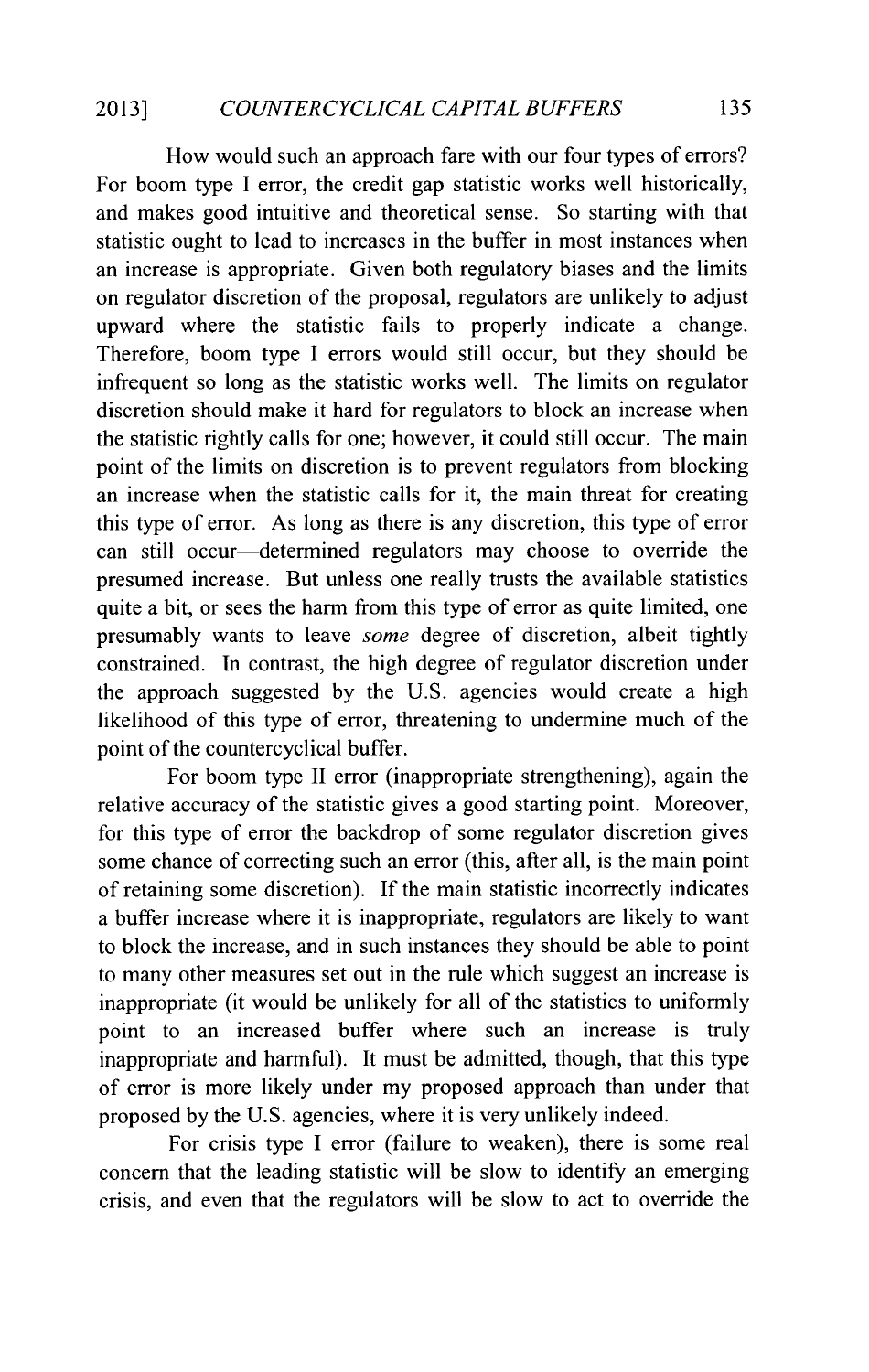How would such an approach fare with our four types of errors? For boom type I error, the credit gap statistic works well historically, and makes good intuitive and theoretical sense. So starting with that statistic ought to lead to increases in the buffer in most instances when an increase is appropriate. Given both regulatory biases and the limits on regulator discretion of the proposal, regulators are unlikely to adjust upward where the statistic fails to properly indicate a change. Therefore, boom type I errors would still occur, but they should be infrequent so long as the statistic works well. The limits on regulator discretion should make it hard for regulators to block an increase when the statistic rightly calls for one; however, it could still occur. The main point of the limits on discretion is to prevent regulators from blocking an increase when the statistic calls for it, the main threat for creating this type of error. As long as there is any discretion, this type of error can still occur—determined regulators may choose to override the presumed increase. But unless one really trusts the available statistics quite a bit, or sees the harm from this type of error as quite limited, one presumably wants to leave *some* degree of discretion, albeit tightly constrained. In contrast, the high degree of regulator discretion under the approach suggested by the U.S. agencies would create a high likelihood of this type of error, threatening to undermine much of the point of the countercyclical buffer.

For boom type II error (inappropriate strengthening), again the relative accuracy of the statistic gives a good starting point. Moreover, for this type of error the backdrop of some regulator discretion gives some chance of correcting such an error (this, after all, is the main point of retaining some discretion). If the main statistic incorrectly indicates a buffer increase where it is inappropriate, regulators are likely to want to block the increase, and in such instances they should be able to point to many other measures set out in the rule which suggest an increase is inappropriate (it would be unlikely for all of the statistics to uniformly point to an increased buffer where such an increase is truly inappropriate and harmful). It must be admitted, though, that this type of error is more likely under my proposed approach than under that proposed by the U.S. agencies, where it is very unlikely indeed.

For crisis type I error (failure to weaken), there is some real concern that the leading statistic will be slow to identify an emerging crisis, and even that the regulators will be slow to act to override the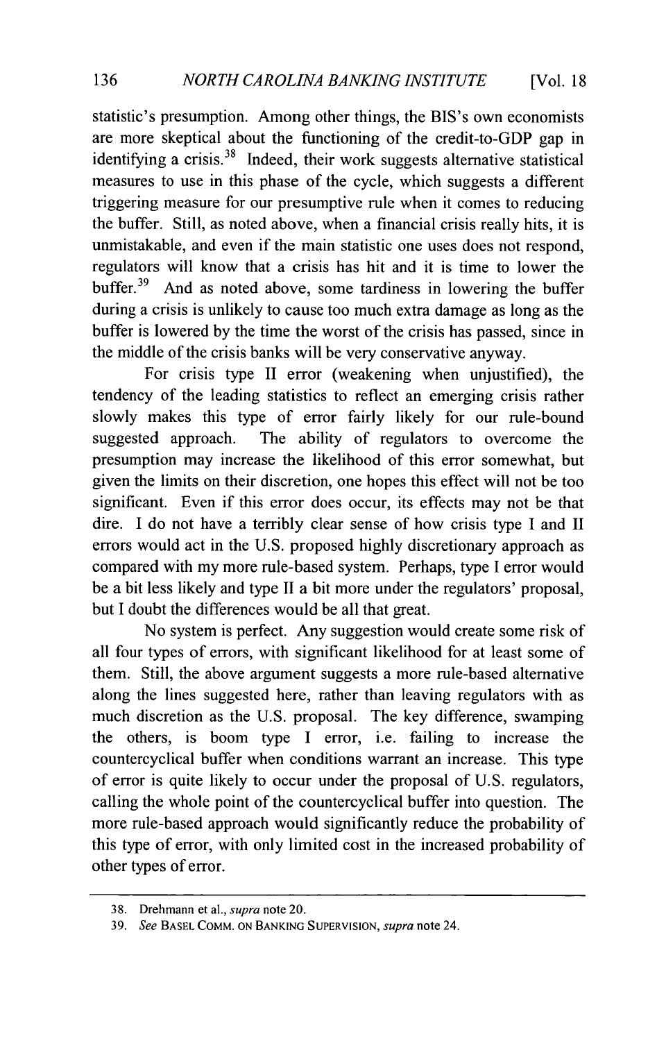statistic's presumption. Among other things, the BIS's own economists are more skeptical about the functioning of the credit-to-GDP gap in identifying a crisis.[38] Indeed, their work suggests alternative statistical measures to use in this phase of the cycle, which suggests a different triggering measure for our presumptive rule when it comes to reducing the buffer. Still, as noted above, when a financial crisis really hits, it is unmistakable, and even if the main statistic one uses does not respond, regulators will know that a crisis has hit and it is time to lower the buffer.[39] And as noted above, some tardiness in lowering the buffer during a crisis is unlikely to cause too much extra damage as long as the buffer is lowered by the time the worst of the crisis has passed, since in the middle of the crisis banks will be very conservative anyway.

For crisis type II error (weakening when unjustified), the tendency of the leading statistics to reflect an emerging crisis rather slowly makes this type of error fairly likely for our rule-bound suggested approach. The ability of regulators to overcome the presumption may increase the likelihood of this error somewhat, but given the limits on their discretion, one hopes this effect will not be too significant. Even if this error does occur, its effects may not be that dire. I do not have a terribly clear sense of how crisis type I and II errors would act in the U.S. proposed highly discretionary approach as compared with my more rule-based system. Perhaps, type I error would be a bit less likely and type II a bit more under the regulators' proposal, but I doubt the differences would be all that great.

No system is perfect. Any suggestion would create some risk of all four types of errors, with significant likelihood for at least some of them. Still, the above argument suggests a more rule-based alternative along the lines suggested here, rather than leaving regulators with as much discretion as the U.S. proposal. The key difference, swamping the others, is boom type I error, i.e. failing to increase the countercyclical buffer when conditions warrant an increase. This type of error is quite likely to occur under the proposal of U.S. regulators, calling the whole point of the countercyclical buffer into question. The more rule-based approach would significantly reduce the probability of this type of error, with only limited cost in the increased probability of other types of error.

---

38. Drehmann et al., *supra* note 20.

39. *See* Basel Comm. on Banking Supervision, *supra* note 24.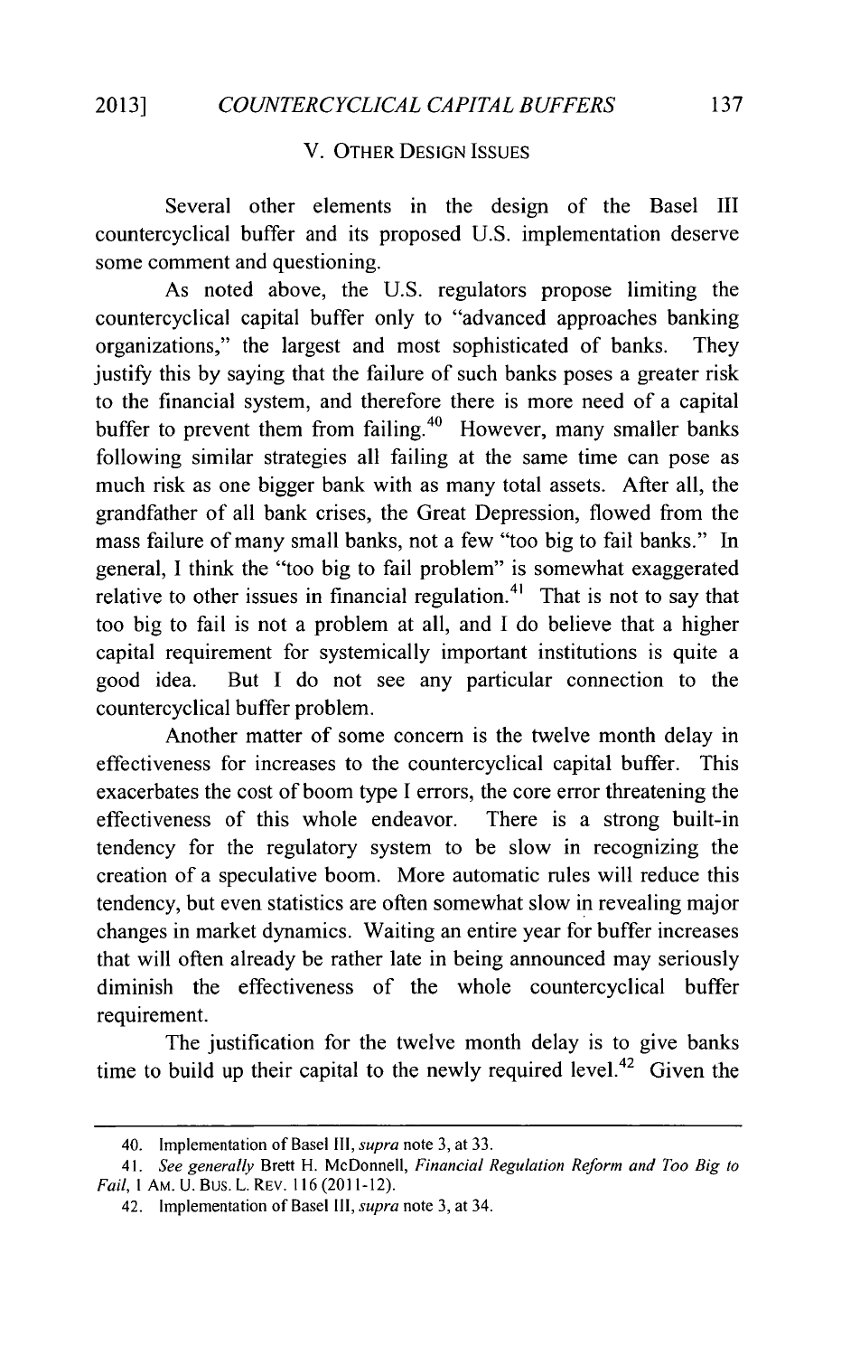## V. OTHER DESIGN ISSUES

Several other elements in the design of the Basel III countercyclical buffer and its proposed U.S. implementation deserve some comment and questioning.

As noted above, the U.S. regulators propose limiting the countercyclical capital buffer only to "advanced approaches banking organizations," the largest and most sophisticated of banks. They justify this by saying that the failure of such banks poses a greater risk to the financial system, and therefore there is more need of a capital buffer to prevent them from failing.[40] However, many smaller banks following similar strategies all failing at the same time can pose as much risk as one bigger bank with as many total assets. After all, the grandfather of all bank crises, the Great Depression, flowed from the mass failure of many small banks, not a few "too big to fail banks." In general, I think the "too big to fail problem" is somewhat exaggerated relative to other issues in financial regulation.[41] That is not to say that too big to fail is not a problem at all, and I do believe that a higher capital requirement for systemically important institutions is quite a good idea. But I do not see any particular connection to the countercyclical buffer problem.

Another matter of some concern is the twelve month delay in effectiveness for increases to the countercyclical capital buffer. This exacerbates the cost of boom type I errors, the core error threatening the effectiveness of this whole endeavor. There is a strong built-in tendency for the regulatory system to be slow in recognizing the creation of a speculative boom. More automatic rules will reduce this tendency, but even statistics are often somewhat slow in revealing major changes in market dynamics. Waiting an entire year for buffer increases that will often already be rather late in being announced may seriously diminish the effectiveness of the whole countercyclical buffer requirement.

The justification for the twelve month delay is to give banks time to build up their capital to the newly required level.[42] Given the

---

40. Implementation of Basel III, *supra* note 3, at 33.

41. *See generally* Brett H. McDonnell, *Financial Regulation Reform and Too Big to Fail*, 1 AM. U. BUS. L. REV. 116 (2011-12).

42. Implementation of Basel III, *supra* note 3, at 34.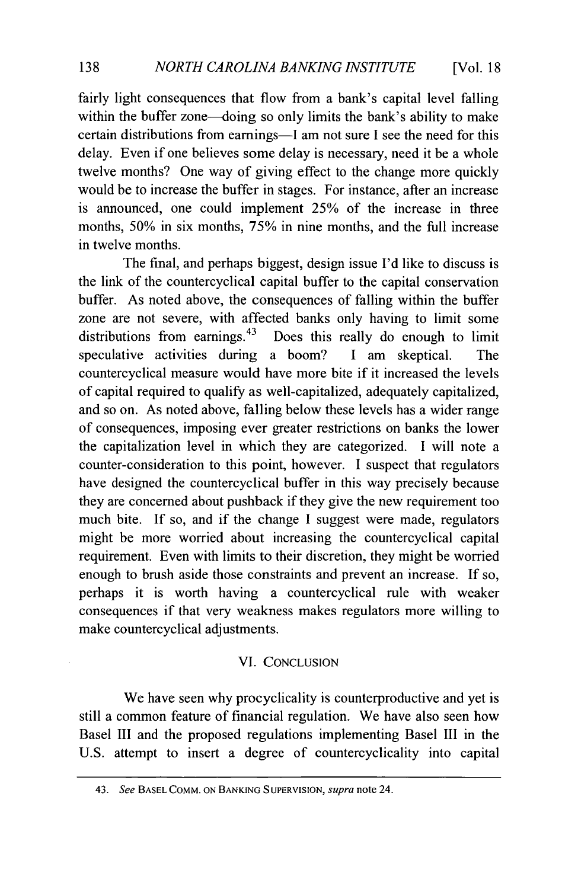fairly light consequences that flow from a bank's capital level falling within the buffer zone—doing so only limits the bank's ability to make certain distributions from earnings—I am not sure I see the need for this delay. Even if one believes some delay is necessary, need it be a whole twelve months? One way of giving effect to the change more quickly would be to increase the buffer in stages. For instance, after an increase is announced, one could implement 25% of the increase in three months, 50% in six months, 75% in nine months, and the full increase in twelve months.

The final, and perhaps biggest, design issue I'd like to discuss is the link of the countercyclical capital buffer to the capital conservation buffer. As noted above, the consequences of falling within the buffer zone are not severe, with affected banks only having to limit some distributions from earnings.[43] Does this really do enough to limit speculative activities during a boom? I am skeptical. The countercyclical measure would have more bite if it increased the levels of capital required to qualify as well-capitalized, adequately capitalized, and so on. As noted above, falling below these levels has a wider range of consequences, imposing ever greater restrictions on banks the lower the capitalization level in which they are categorized. I will note a counter-consideration to this point, however. I suspect that regulators have designed the countercyclical buffer in this way precisely because they are concerned about pushback if they give the new requirement too much bite. If so, and if the change I suggest were made, regulators might be more worried about increasing the countercyclical capital requirement. Even with limits to their discretion, they might be worried enough to brush aside those constraints and prevent an increase. If so, perhaps it is worth having a countercyclical rule with weaker consequences if that very weakness makes regulators more willing to make countercyclical adjustments.

## VI. CONCLUSION

We have seen why procyclicality is counterproductive and yet is still a common feature of financial regulation. We have also seen how Basel III and the proposed regulations implementing Basel III in the U.S. attempt to insert a degree of countercyclicality into capital

---

43. *See* BASEL COMM. ON BANKING SUPERVISION, *supra* note 24.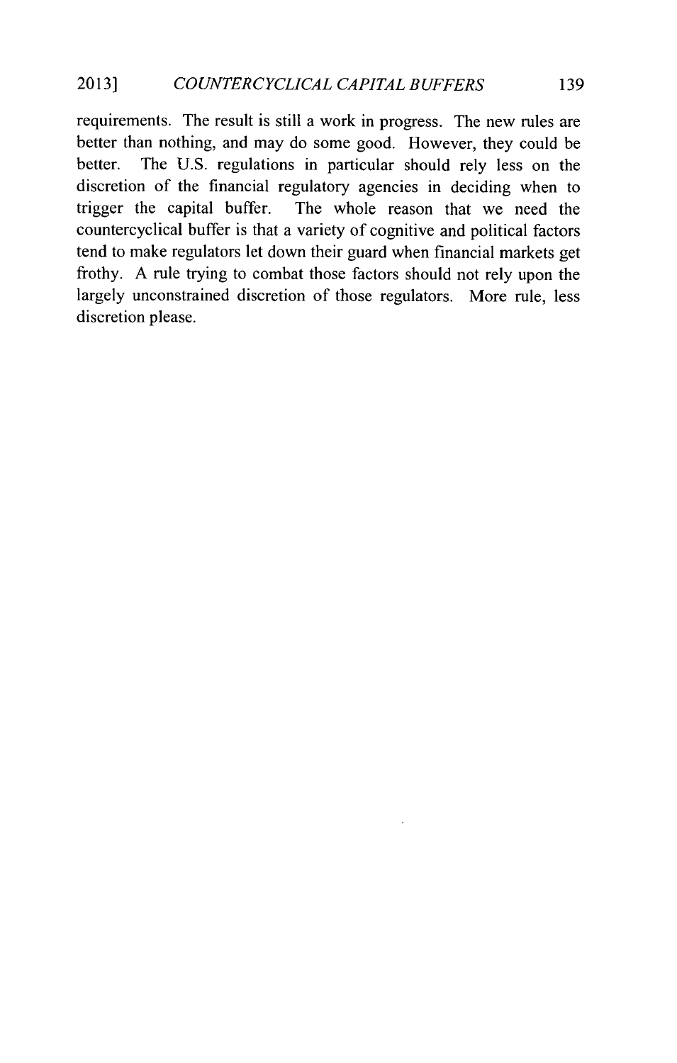requirements. The result is still a work in progress. The new rules are better than nothing, and may do some good. However, they could be better. The U.S. regulations in particular should rely less on the discretion of the financial regulatory agencies in deciding when to trigger the capital buffer. The whole reason that we need the countercyclical buffer is that a variety of cognitive and political factors tend to make regulators let down their guard when financial markets get frothy. A rule trying to combat those factors should not rely upon the largely unconstrained discretion of those regulators. More rule, less discretion please.